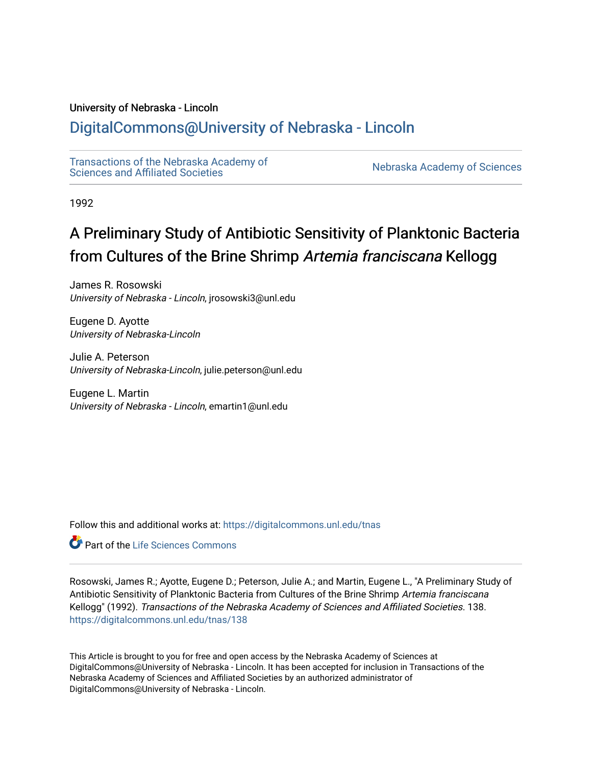University of Nebraska - Lincoln

## DigitalCommons@University of Nebraska - Lincoln

Transactions of the Nebraska Academy of Sciences and Affiliated Societies

Nebraska Academy of Sciences

1992

# A Preliminary Study of Antibiotic Sensitivity of Planktonic Bacteria from Cultures of the Brine Shrimp *Artemia franciscana* Kellogg

James R. Rosowski
*University of Nebraska - Lincoln*, jrosowski3@unl.edu

Eugene D. Ayotte
*University of Nebraska-Lincoln*

Julie A. Peterson
*University of Nebraska-Lincoln*, julie.peterson@unl.edu

Eugene L. Martin
*University of Nebraska - Lincoln*, emartin1@unl.edu

Follow this and additional works at: https://digitalcommons.unl.edu/tnas

Part of the Life Sciences Commons

Rosowski, James R.; Ayotte, Eugene D.; Peterson, Julie A.; and Martin, Eugene L., "A Preliminary Study of Antibiotic Sensitivity of Planktonic Bacteria from Cultures of the Brine Shrimp *Artemia franciscana* Kellogg" (1992). *Transactions of the Nebraska Academy of Sciences and Affiliated Societies*. 138.
https://digitalcommons.unl.edu/tnas/138

This Article is brought to you for free and open access by the Nebraska Academy of Sciences at DigitalCommons@University of Nebraska - Lincoln. It has been accepted for inclusion in Transactions of the Nebraska Academy of Sciences and Affiliated Societies by an authorized administrator of DigitalCommons@University of Nebraska - Lincoln.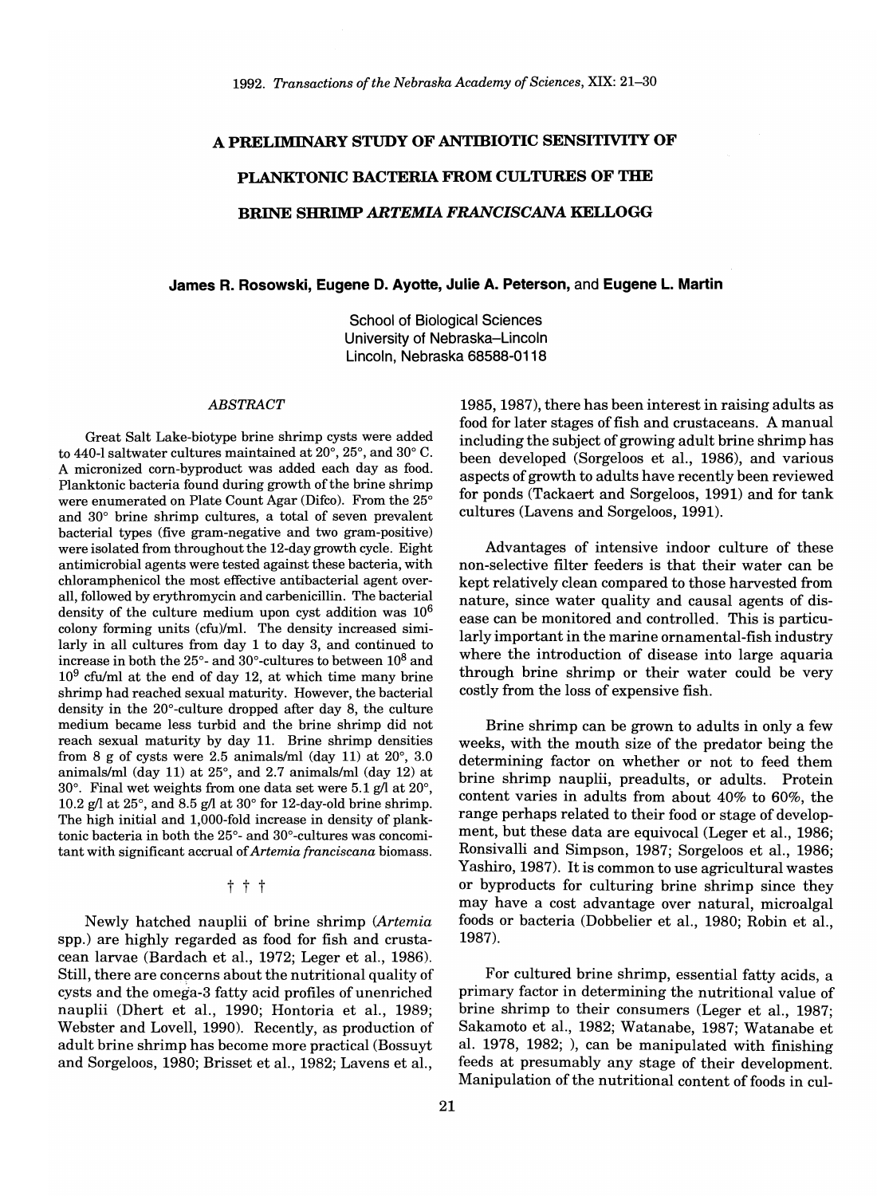# A PRELIMINARY STUDY OF ANTIBIOTIC SENSITIVITY OF PLANKTONIC BACTERIA FROM CULTURES OF THE BRINE SHRIMP *ARTEMIA FRANCISCANA* KELLOGG

**James R. Rosowski, Eugene D. Ayotte, Julie A. Peterson,** and **Eugene L. Martin**

School of Biological Sciences
University of Nebraska–Lincoln
Lincoln, Nebraska 68588-0118

## *ABSTRACT*

Great Salt Lake-biotype brine shrimp cysts were added to 440-l saltwater cultures maintained at 20°, 25°, and 30° C. A micronized corn-byproduct was added each day as food. Planktonic bacteria found during growth of the brine shrimp were enumerated on Plate Count Agar (Difco). From the 25° and 30° brine shrimp cultures, a total of seven prevalent bacterial types (five gram-negative and two gram-positive) were isolated from throughout the 12-day growth cycle. Eight antimicrobial agents were tested against these bacteria, with chloramphenicol the most effective antibacterial agent overall, followed by erythromycin and carbenicillin. The bacterial density of the culture medium upon cyst addition was $10^6$ colony forming units (cfu)/ml. The density increased similarly in all cultures from day 1 to day 3, and continued to increase in both the 25°- and 30°-cultures to between $10^8$ and $10^9$ cfu/ml at the end of day 12, at which time many brine shrimp had reached sexual maturity. However, the bacterial density in the 20°-culture dropped after day 8, the culture medium became less turbid and the brine shrimp did not reach sexual maturity by day 11. Brine shrimp densities from 8 g of cysts were 2.5 animals/ml (day 11) at 20°, 3.0 animals/ml (day 11) at 25°, and 2.7 animals/ml (day 12) at 30°. Final wet weights from one data set were 5.1 g/l at 20°, 10.2 g/l at 25°, and 8.5 g/l at 30° for 12-day-old brine shrimp. The high initial and 1,000-fold increase in density of planktonic bacteria in both the 25°- and 30°-cultures was concomitant with significant accrual of *Artemia franciscana* biomass.

† † †

Newly hatched nauplii of brine shrimp (*Artemia* spp.) are highly regarded as food for fish and crustacean larvae (Bardach et al., 1972; Leger et al., 1986). Still, there are concerns about the nutritional quality of cysts and the omega-3 fatty acid profiles of unenriched nauplii (Dhert et al., 1990; Hontoria et al., 1989; Webster and Lovell, 1990). Recently, as production of adult brine shrimp has become more practical (Bossuyt and Sorgeloos, 1980; Brisset et al., 1982; Lavens et al., 1985, 1987), there has been interest in raising adults as food for later stages of fish and crustaceans. A manual including the subject of growing adult brine shrimp has been developed (Sorgeloos et al., 1986), and various aspects of growth to adults have recently been reviewed for ponds (Tackaert and Sorgeloos, 1991) and for tank cultures (Lavens and Sorgeloos, 1991).

Advantages of intensive indoor culture of these non-selective filter feeders is that their water can be kept relatively clean compared to those harvested from nature, since water quality and causal agents of disease can be monitored and controlled. This is particularly important in the marine ornamental-fish industry where the introduction of disease into large aquaria through brine shrimp or their water could be very costly from the loss of expensive fish.

Brine shrimp can be grown to adults in only a few weeks, with the mouth size of the predator being the determining factor on whether or not to feed them brine shrimp nauplii, preadults, or adults. Protein content varies in adults from about 40% to 60%, the range perhaps related to their food or stage of development, but these data are equivocal (Leger et al., 1986; Ronsivalli and Simpson, 1987; Sorgeloos et al., 1986; Yashiro, 1987). It is common to use agricultural wastes or byproducts for culturing brine shrimp since they may have a cost advantage over natural, microalgal foods or bacteria (Dobbelier et al., 1980; Robin et al., 1987).

For cultured brine shrimp, essential fatty acids, a primary factor in determining the nutritional value of brine shrimp to their consumers (Leger et al., 1987; Sakamoto et al., 1982; Watanabe, 1987; Watanabe et al. 1978, 1982; ), can be manipulated with finishing feeds at presumably any stage of their development. Manipulation of the nutritional content of foods in cul-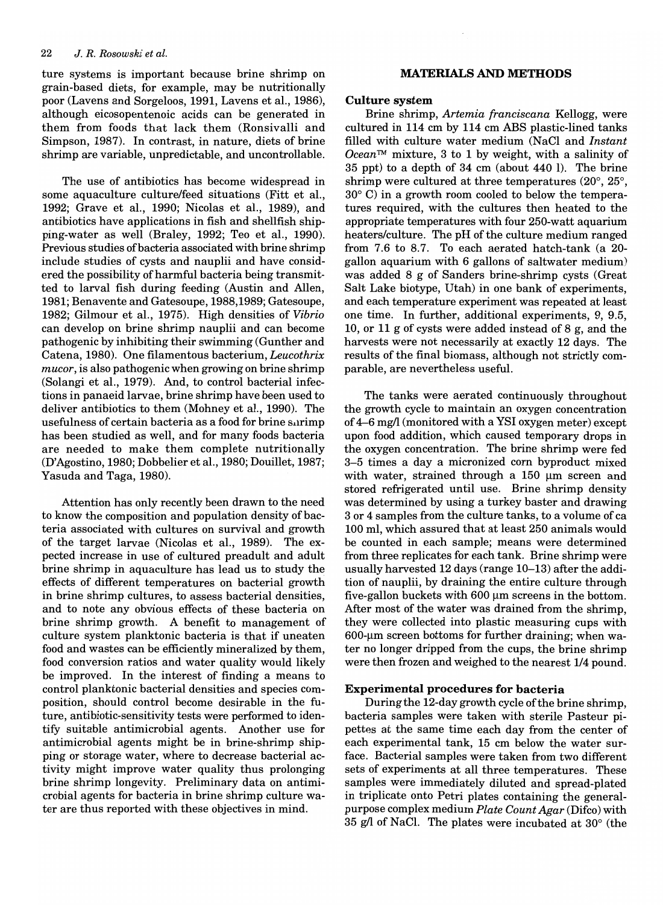ture systems is important because brine shrimp on grain-based diets, for example, may be nutritionally poor (Lavens and Sorgeloos, 1991, Lavens et al., 1986), although eicosopentenoic acids can be generated in them from foods that lack them (Ronsivalli and Simpson, 1987). In contrast, in nature, diets of brine shrimp are variable, unpredictable, and uncontrollable.

The use of antibiotics has become widespread in some aquaculture culture/feed situations (Fitt et al., 1992; Grave et al., 1990; Nicolas et al., 1989), and antibiotics have applications in fish and shellfish shipping-water as well (Braley, 1992; Teo et al., 1990). Previous studies of bacteria associated with brine shrimp include studies of cysts and nauplii and have considered the possibility of harmful bacteria being transmitted to larval fish during feeding (Austin and Allen, 1981; Benavente and Gatesoupe, 1988,1989; Gatesoupe, 1982; Gilmour et al., 1975). High densities of *Vibrio* can develop on brine shrimp nauplii and can become pathogenic by inhibiting their swimming (Gunther and Catena, 1980). One filamentous bacterium, *Leucothrix mucor*, is also pathogenic when growing on brine shrimp (Solangi et al., 1979). And, to control bacterial infections in panaeid larvae, brine shrimp have been used to deliver antibiotics to them (Mohney et al., 1990). The usefulness of certain bacteria as a food for brine shrimp has been studied as well, and for many foods bacteria are needed to make them complete nutritionally (D'Agostino, 1980; Dobbelier et al., 1980; Douillet, 1987; Yasuda and Taga, 1980).

Attention has only recently been drawn to the need to know the composition and population density of bacteria associated with cultures on survival and growth of the target larvae (Nicolas et al., 1989). The expected increase in use of cultured preadult and adult brine shrimp in aquaculture has lead us to study the effects of different temperatures on bacterial growth in brine shrimp cultures, to assess bacterial densities, and to note any obvious effects of these bacteria on brine shrimp growth. A benefit to management of culture system planktonic bacteria is that if uneaten food and wastes can be efficiently mineralized by them, food conversion ratios and water quality would likely be improved. In the interest of finding a means to control planktonic bacterial densities and species composition, should control become desirable in the future, antibiotic-sensitivity tests were performed to identify suitable antimicrobial agents. Another use for antimicrobial agents might be in brine-shrimp shipping or storage water, where to decrease bacterial activity might improve water quality thus prolonging brine shrimp longevity. Preliminary data on antimicrobial agents for bacteria in brine shrimp culture water are thus reported with these objectives in mind.

## MATERIALS AND METHODS

### Culture system

Brine shrimp, *Artemia franciscana* Kellogg, were cultured in 114 cm by 114 cm ABS plastic-lined tanks filled with culture water medium (NaCl and *Instant Ocean™* mixture, 3 to 1 by weight, with a salinity of 35 ppt) to a depth of 34 cm (about 440 l). The brine shrimp were cultured at three temperatures (20°, 25°, 30° C) in a growth room cooled to below the temperatures required, with the cultures then heated to the appropriate temperatures with four 250-watt aquarium heaters/culture. The pH of the culture medium ranged from 7.6 to 8.7. To each aerated hatch-tank (a 20-gallon aquarium with 6 gallons of saltwater medium) was added 8 g of Sanders brine-shrimp cysts (Great Salt Lake biotype, Utah) in one bank of experiments, and each temperature experiment was repeated at least one time. In further, additional experiments, 9, 9.5, 10, or 11 g of cysts were added instead of 8 g, and the harvests were not necessarily at exactly 12 days. The results of the final biomass, although not strictly comparable, are nevertheless useful.

The tanks were aerated continuously throughout the growth cycle to maintain an oxygen concentration of 4–6 mg/l (monitored with a YSI oxygen meter) except upon food addition, which caused temporary drops in the oxygen concentration. The brine shrimp were fed 3–5 times a day a micronized corn byproduct mixed with water, strained through a 150 µm screen and stored refrigerated until use. Brine shrimp density was determined by using a turkey baster and drawing 3 or 4 samples from the culture tanks, to a volume of ca 100 ml, which assured that at least 250 animals would be counted in each sample; means were determined from three replicates for each tank. Brine shrimp were usually harvested 12 days (range 10–13) after the addition of nauplii, by draining the entire culture through five-gallon buckets with 600 µm screens in the bottom. After most of the water was drained from the shrimp, they were collected into plastic measuring cups with 600-µm screen bottoms for further draining; when water no longer dripped from the cups, the brine shrimp were then frozen and weighed to the nearest 1/4 pound.

### Experimental procedures for bacteria

During the 12-day growth cycle of the brine shrimp, bacteria samples were taken with sterile Pasteur pipettes at the same time each day from the center of each experimental tank, 15 cm below the water surface. Bacterial samples were taken from two different sets of experiments at all three temperatures. These samples were immediately diluted and spread-plated in triplicate onto Petri plates containing the general-purpose complex medium *Plate Count Agar* (Difco) with 35 g/l of NaCl. The plates were incubated at 30° (the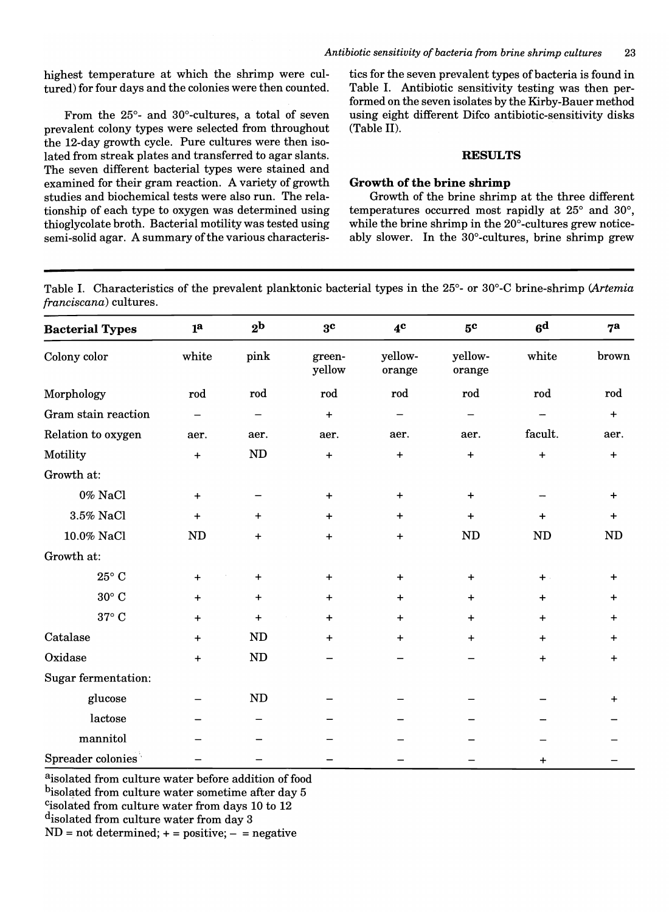highest temperature at which the shrimp were cultured) for four days and the colonies were then counted.

From the 25°- and 30°-cultures, a total of seven prevalent colony types were selected from throughout the 12-day growth cycle. Pure cultures were then isolated from streak plates and transferred to agar slants. The seven different bacterial types were stained and examined for their gram reaction. A variety of growth studies and biochemical tests were also run. The relationship of each type to oxygen was determined using thioglycolate broth. Bacterial motility was tested using semi-solid agar. A summary of the various characteristics for the seven prevalent types of bacteria is found in Table I. Antibiotic sensitivity testing was then performed on the seven isolates by the Kirby-Bauer method using eight different Difco antibiotic-sensitivity disks (Table II).

## RESULTS

### Growth of the brine shrimp

Growth of the brine shrimp at the three different temperatures occurred most rapidly at 25° and 30°, while the brine shrimp in the 20°-cultures grew noticeably slower. In the 30°-cultures, brine shrimp grew

Table I. Characteristics of the prevalent planktonic bacterial types in the 25°- or 30°-C brine-shrimp (*Artemia franciscana*) cultures.

| Bacterial Types | 1[a] | 2[b] | 3[c] | 4[c] | 5[c] | 6[d] | 7[a] |
|---|---|---|---|---|---|---|---|
| Colony color | white | pink | green-yellow | yellow-orange | yellow-orange | white | brown |
| Morphology | rod | rod | rod | rod | rod | rod | rod |
| Gram stain reaction | – | – | + | – | – | – | + |
| Relation to oxygen | aer. | aer. | aer. | aer. | aer. | facult. | aer. |
| Motility | + | ND | + | + | + | + | + |
| Growth at: | | | | | | | |
| 0% NaCl | + | – | + | + | + | – | + |
| 3.5% NaCl | + | + | + | + | + | + | + |
| 10.0% NaCl | ND | + | + | + | ND | ND | ND |
| Growth at: | | | | | | | |
| 25° C | + | + | + | + | + | + | + |
| 30° C | + | + | + | + | + | + | + |
| 37° C | + | + | + | + | + | + | + |
| Catalase | + | ND | + | + | + | + | + |
| Oxidase | + | ND | – | – | – | + | + |
| Sugar fermentation: | | | | | | | |
| glucose | – | ND | – | – | – | – | + |
| lactose | – | – | – | – | – | – | – |
| mannitol | – | – | – | – | – | – | – |
| Spreader colonies | – | – | – | – | – | + | – |

[a]isolated from culture water before addition of food
[b]isolated from culture water sometime after day 5
[c]isolated from culture water from days 10 to 12
[d]isolated from culture water from day 3
ND = not determined; + = positive; – = negative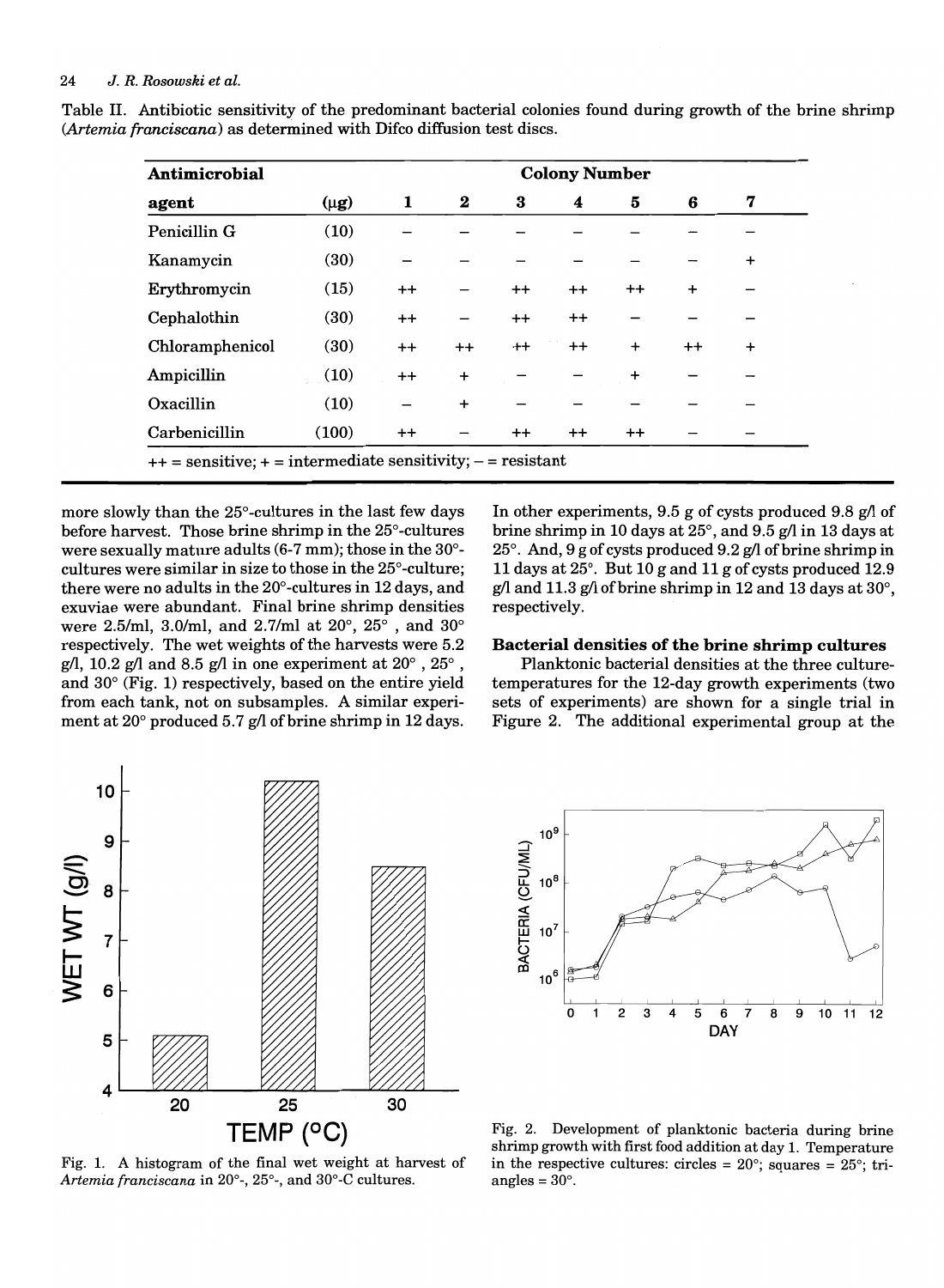Table II. Antibiotic sensitivity of the predominant bacterial colonies found during growth of the brine shrimp (*Artemia franciscana*) as determined with Difco diffusion test discs.

| Antimicrobial agent | (μg) | Colony Number 1 | 2 | 3 | 4 | 5 | 6 | 7 |
|---|---|---|---|---|---|---|---|---|
| Penicillin G | (10) | – | – | – | – | – | – | – |
| Kanamycin | (30) | – | – | – | – | – | – | + |
| Erythromycin | (15) | ++ | – | ++ | ++ | ++ | + | – |
| Cephalothin | (30) | ++ | – | ++ | ++ | – | – | – |
| Chloramphenicol | (30) | ++ | ++ | ++ | ++ | + | ++ | + |
| Ampicillin | (10) | ++ | + | – | – | + | – | – |
| Oxacillin | (10) | – | + | – | – | – | – | – |
| Carbenicillin | (100) | ++ | – | ++ | ++ | ++ | – | – |

++ = sensitive; + = intermediate sensitivity; – = resistant

more slowly than the 25°-cultures in the last few days before harvest. Those brine shrimp in the 25°-cultures were sexually mature adults (6-7 mm); those in the 30°-cultures were similar in size to those in the 25°-culture; there were no adults in the 20°-cultures in 12 days, and exuviae were abundant. Final brine shrimp densities were 2.5/ml, 3.0/ml, and 2.7/ml at 20°, 25°, and 30° respectively. The wet weights of the harvests were 5.2 g/l, 10.2 g/l and 8.5 g/l in one experiment at 20°, 25°, and 30° (Fig. 1) respectively, based on the entire yield from each tank, not on subsamples. A similar experiment at 20° produced 5.7 g/l of brine shrimp in 12 days.

In other experiments, 9.5 g of cysts produced 9.8 g/l of brine shrimp in 10 days at 25°, and 9.5 g/l in 13 days at 25°. And, 9 g of cysts produced 9.2 g/l of brine shrimp in 11 days at 25°. But 10 g and 11 g of cysts produced 12.9 g/l and 11.3 g/l of brine shrimp in 12 and 13 days at 30°, respectively.

### Bacterial densities of the brine shrimp cultures

Planktonic bacterial densities at the three culture-temperatures for the 12-day growth experiments (two sets of experiments) are shown for a single trial in Figure 2. The additional experimental group at the

Fig. 1. A histogram of the final wet weight at harvest of *Artemia franciscana* in 20°-, 25°-, and 30°-C cultures.

Fig. 2. Development of planktonic bacteria during brine shrimp growth with first food addition at day 1. Temperature in the respective cultures: circles = 20°; squares = 25°; triangles = 30°.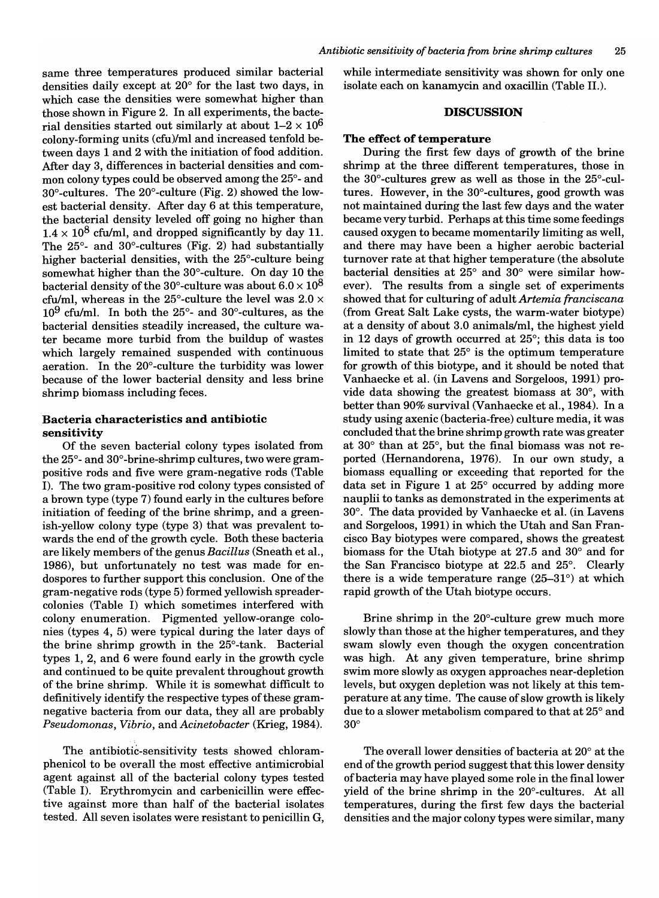same three temperatures produced similar bacterial densities daily except at 20° for the last two days, in which case the densities were somewhat higher than those shown in Figure 2. In all experiments, the bacterial densities started out similarly at about $1–2 \times 10^6$ colony-forming units (cfu)/ml and increased tenfold between days 1 and 2 with the initiation of food addition. After day 3, differences in bacterial densities and common colony types could be observed among the 25°- and 30°-cultures. The 20°-culture (Fig. 2) showed the lowest bacterial density. After day 6 at this temperature, the bacterial density leveled off going no higher than $1.4 \times 10^8$ cfu/ml, and dropped significantly by day 11. The 25°- and 30°-cultures (Fig. 2) had substantially higher bacterial densities, with the 25°-culture being somewhat higher than the 30°-culture. On day 10 the bacterial density of the 30°-culture was about $6.0 \times 10^8$ cfu/ml, whereas in the 25°-culture the level was $2.0 \times 10^9$ cfu/ml. In both the 25°- and 30°-cultures, as the bacterial densities steadily increased, the culture water became more turbid from the buildup of wastes which largely remained suspended with continuous aeration. In the 20°-culture the turbidity was lower because of the lower bacterial density and less brine shrimp biomass including feces.

### Bacteria characteristics and antibiotic sensitivity

Of the seven bacterial colony types isolated from the 25°- and 30°-brine-shrimp cultures, two were gram-positive rods and five were gram-negative rods (Table I). The two gram-positive rod colony types consisted of a brown type (type 7) found early in the cultures before initiation of feeding of the brine shrimp, and a greenish-yellow colony type (type 3) that was prevalent towards the end of the growth cycle. Both these bacteria are likely members of the genus *Bacillus* (Sneath et al., 1986), but unfortunately no test was made for endospores to further support this conclusion. One of the gram-negative rods (type 5) formed yellowish spreader-colonies (Table I) which sometimes interfered with colony enumeration. Pigmented yellow-orange colonies (types 4, 5) were typical during the later days of the brine shrimp growth in the 25°-tank. Bacterial types 1, 2, and 6 were found early in the growth cycle and continued to be quite prevalent throughout growth of the brine shrimp. While it is somewhat difficult to definitively identify the respective types of these gram-negative bacteria from our data, they all are probably *Pseudomonas*, *Vibrio*, and *Acinetobacter* (Krieg, 1984).

The antibiotic-sensitivity tests showed chloramphenicol to be overall the most effective antimicrobial agent against all of the bacterial colony types tested (Table I). Erythromycin and carbenicillin were effective against more than half of the bacterial isolates tested. All seven isolates were resistant to penicillin G, while intermediate sensitivity was shown for only one isolate each on kanamycin and oxacillin (Table II.).

## DISCUSSION

### The effect of temperature

During the first few days of growth of the brine shrimp at the three different temperatures, those in the 30°-cultures grew as well as those in the 25°-cultures. However, in the 30°-cultures, good growth was not maintained during the last few days and the water became very turbid. Perhaps at this time some feedings caused oxygen to became momentarily limiting as well, and there may have been a higher aerobic bacterial turnover rate at that higher temperature (the absolute bacterial densities at 25° and 30° were similar however). The results from a single set of experiments showed that for culturing of adult *Artemia franciscana* (from Great Salt Lake cysts, the warm-water biotype) at a density of about 3.0 animals/ml, the highest yield in 12 days of growth occurred at 25°; this data is too limited to state that 25° is the optimum temperature for growth of this biotype, and it should be noted that Vanhaecke et al. (in Lavens and Sorgeloos, 1991) provide data showing the greatest biomass at 30°, with better than 90% survival (Vanhaecke et al., 1984). In a study using axenic (bacteria-free) culture media, it was concluded that the brine shrimp growth rate was greater at 30° than at 25°, but the final biomass was not reported (Hernandorena, 1976). In our own study, a biomass equalling or exceeding that reported for the data set in Figure 1 at 25° occurred by adding more nauplii to tanks as demonstrated in the experiments at 30°. The data provided by Vanhaecke et al. (in Lavens and Sorgeloos, 1991) in which the Utah and San Francisco Bay biotypes were compared, shows the greatest biomass for the Utah biotype at 27.5 and 30° and for the San Francisco biotype at 22.5 and 25°. Clearly there is a wide temperature range (25–31°) at which rapid growth of the Utah biotype occurs.

Brine shrimp in the 20°-culture grew much more slowly than those at the higher temperatures, and they swam slowly even though the oxygen concentration was high. At any given temperature, brine shrimp swim more slowly as oxygen approaches near-depletion levels, but oxygen depletion was not likely at this temperature at any time. The cause of slow growth is likely due to a slower metabolism compared to that at 25° and 30°

The overall lower densities of bacteria at 20° at the end of the growth period suggest that this lower density of bacteria may have played some role in the final lower yield of the brine shrimp in the 20°-cultures. At all temperatures, during the first few days the bacterial densities and the major colony types were similar, many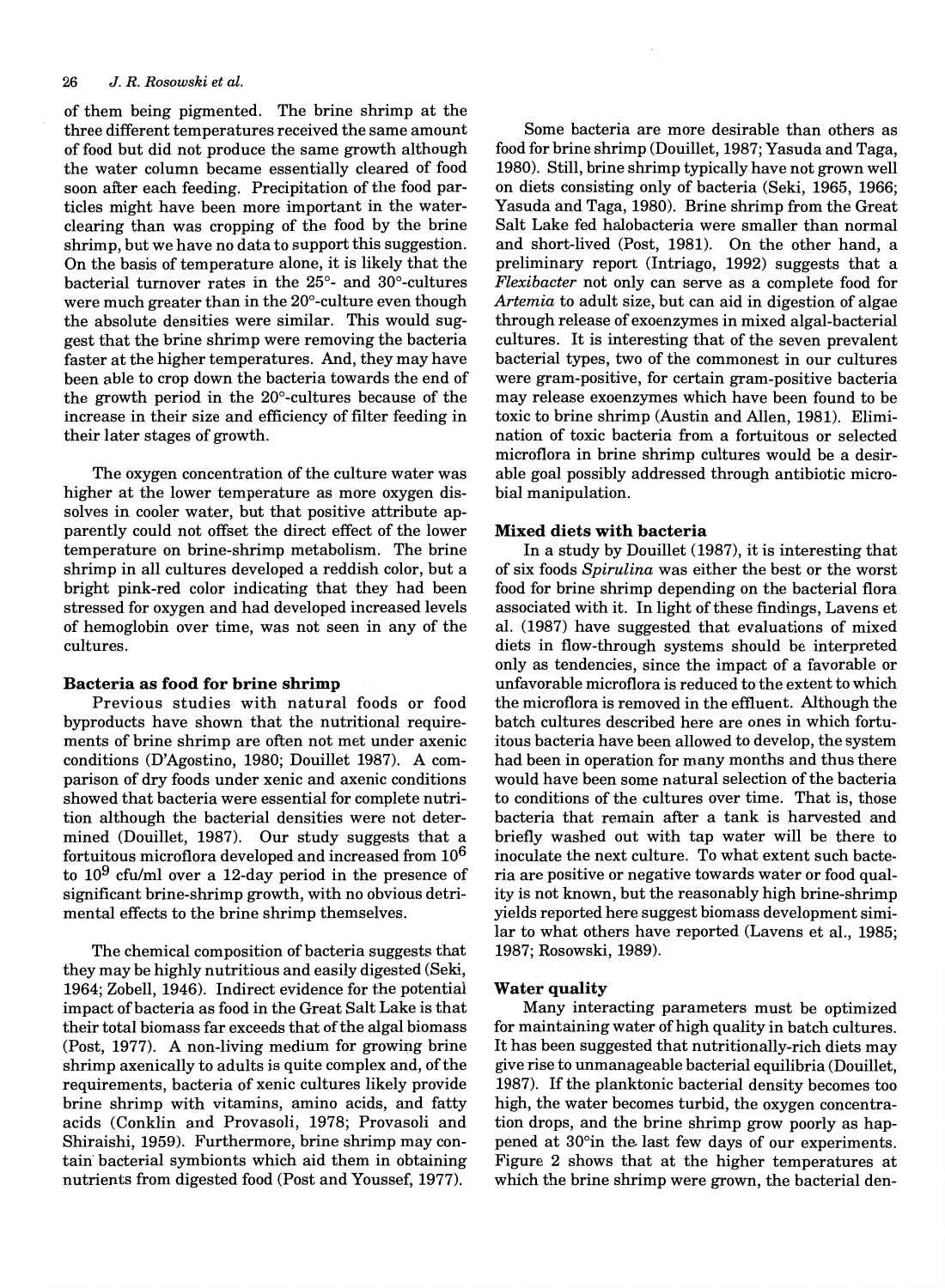of them being pigmented. The brine shrimp at the three different temperatures received the same amount of food but did not produce the same growth although the water column became essentially cleared of food soon after each feeding. Precipitation of the food particles might have been more important in the water-clearing than was cropping of the food by the brine shrimp, but we have no data to support this suggestion. On the basis of temperature alone, it is likely that the bacterial turnover rates in the 25°- and 30°-cultures were much greater than in the 20°-culture even though the absolute densities were similar. This would suggest that the brine shrimp were removing the bacteria faster at the higher temperatures. And, they may have been able to crop down the bacteria towards the end of the growth period in the 20°-cultures because of the increase in their size and efficiency of filter feeding in their later stages of growth.

The oxygen concentration of the culture water was higher at the lower temperature as more oxygen dissolves in cooler water, but that positive attribute apparently could not offset the direct effect of the lower temperature on brine-shrimp metabolism. The brine shrimp in all cultures developed a reddish color, but a bright pink-red color indicating that they had been stressed for oxygen and had developed increased levels of hemoglobin over time, was not seen in any of the cultures.

### Bacteria as food for brine shrimp

Previous studies with natural foods or food byproducts have shown that the nutritional requirements of brine shrimp are often not met under axenic conditions (D'Agostino, 1980; Douillet 1987). A comparison of dry foods under xenic and axenic conditions showed that bacteria were essential for complete nutrition although the bacterial densities were not determined (Douillet, 1987). Our study suggests that a fortuitous microflora developed and increased from $10^6$ to $10^9$ cfu/ml over a 12-day period in the presence of significant brine-shrimp growth, with no obvious detrimental effects to the brine shrimp themselves.

The chemical composition of bacteria suggests that they may be highly nutritious and easily digested (Seki, 1964; Zobell, 1946). Indirect evidence for the potential impact of bacteria as food in the Great Salt Lake is that their total biomass far exceeds that of the algal biomass (Post, 1977). A non-living medium for growing brine shrimp axenically to adults is quite complex and, of the requirements, bacteria of xenic cultures likely provide brine shrimp with vitamins, amino acids, and fatty acids (Conklin and Provasoli, 1978; Provasoli and Shiraishi, 1959). Furthermore, brine shrimp may contain bacterial symbionts which aid them in obtaining nutrients from digested food (Post and Youssef, 1977).

Some bacteria are more desirable than others as food for brine shrimp (Douillet, 1987; Yasuda and Taga, 1980). Still, brine shrimp typically have not grown well on diets consisting only of bacteria (Seki, 1965, 1966; Yasuda and Taga, 1980). Brine shrimp from the Great Salt Lake fed halobacteria were smaller than normal and short-lived (Post, 1981). On the other hand, a preliminary report (Intriago, 1992) suggests that a *Flexibacter* not only can serve as a complete food for *Artemia* to adult size, but can aid in digestion of algae through release of exoenzymes in mixed algal-bacterial cultures. It is interesting that of the seven prevalent bacterial types, two of the commonest in our cultures were gram-positive, for certain gram-positive bacteria may release exoenzymes which have been found to be toxic to brine shrimp (Austin and Allen, 1981). Elimination of toxic bacteria from a fortuitous or selected microflora in brine shrimp cultures would be a desirable goal possibly addressed through antibiotic microbial manipulation.

### Mixed diets with bacteria

In a study by Douillet (1987), it is interesting that of six foods *Spirulina* was either the best or the worst food for brine shrimp depending on the bacterial flora associated with it. In light of these findings, Lavens et al. (1987) have suggested that evaluations of mixed diets in flow-through systems should be interpreted only as tendencies, since the impact of a favorable or unfavorable microflora is reduced to the extent to which the microflora is removed in the effluent. Although the batch cultures described here are ones in which fortuitous bacteria have been allowed to develop, the system had been in operation for many months and thus there would have been some natural selection of the bacteria to conditions of the cultures over time. That is, those bacteria that remain after a tank is harvested and briefly washed out with tap water will be there to inoculate the next culture. To what extent such bacteria are positive or negative towards water or food quality is not known, but the reasonably high brine-shrimp yields reported here suggest biomass development similar to what others have reported (Lavens et al., 1985; 1987; Rosowski, 1989).

### Water quality

Many interacting parameters must be optimized for maintaining water of high quality in batch cultures. It has been suggested that nutritionally-rich diets may give rise to unmanageable bacterial equilibria (Douillet, 1987). If the planktonic bacterial density becomes too high, the water becomes turbid, the oxygen concentration drops, and the brine shrimp grow poorly as happened at 30°in the last few days of our experiments. Figure 2 shows that at the higher temperatures at which the brine shrimp were grown, the bacterial den-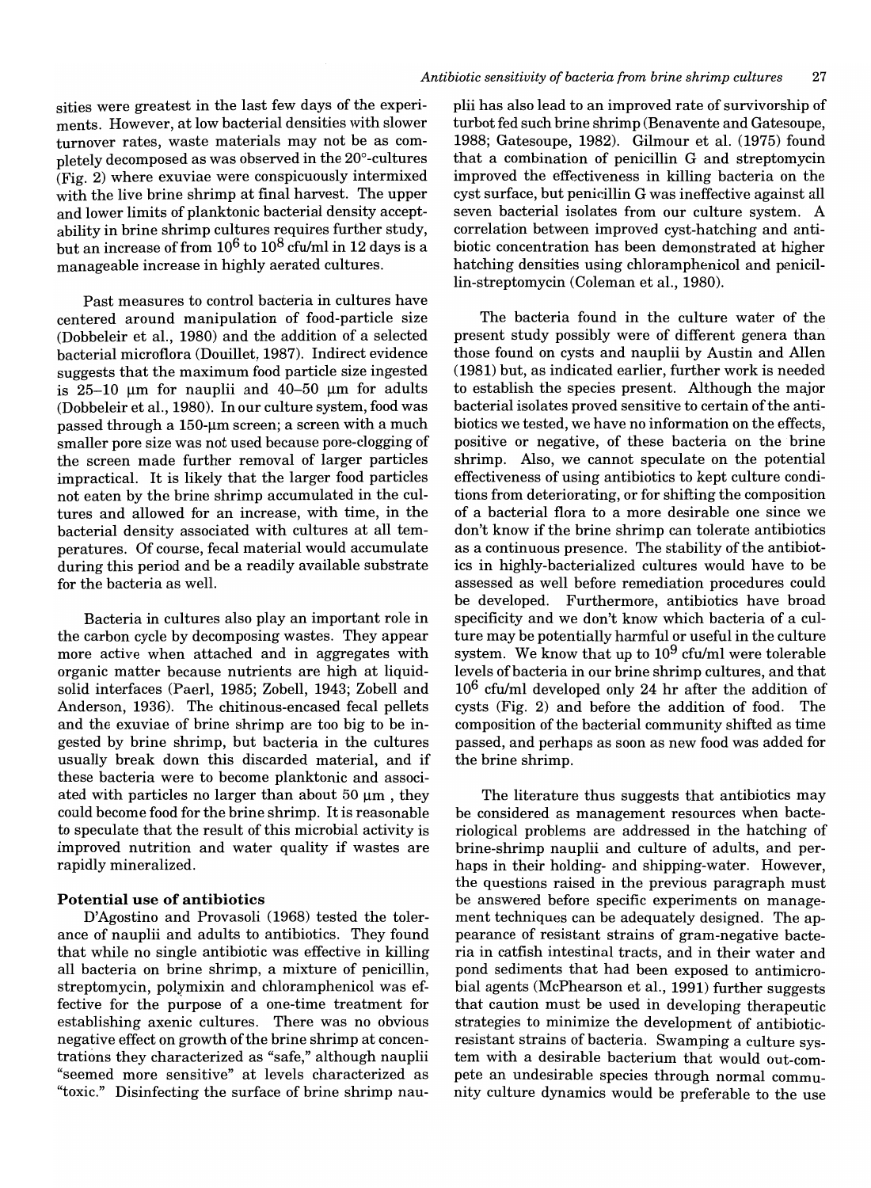sities were greatest in the last few days of the experiments. However, at low bacterial densities with slower turnover rates, waste materials may not be as completely decomposed as was observed in the 20°-cultures (Fig. 2) where exuviae were conspicuously intermixed with the live brine shrimp at final harvest. The upper and lower limits of planktonic bacterial density acceptability in brine shrimp cultures requires further study, but an increase of from $10^6$ to $10^8$ cfu/ml in 12 days is a manageable increase in highly aerated cultures.

Past measures to control bacteria in cultures have centered around manipulation of food-particle size (Dobbeleir et al., 1980) and the addition of a selected bacterial microflora (Douillet, 1987). Indirect evidence suggests that the maximum food particle size ingested is 25–10 µm for nauplii and 40–50 µm for adults (Dobbeleir et al., 1980). In our culture system, food was passed through a 150-µm screen; a screen with a much smaller pore size was not used because pore-clogging of the screen made further removal of larger particles impractical. It is likely that the larger food particles not eaten by the brine shrimp accumulated in the cultures and allowed for an increase, with time, in the bacterial density associated with cultures at all temperatures. Of course, fecal material would accumulate during this period and be a readily available substrate for the bacteria as well.

Bacteria in cultures also play an important role in the carbon cycle by decomposing wastes. They appear more active when attached and in aggregates with organic matter because nutrients are high at liquid-solid interfaces (Paerl, 1985; Zobell, 1943; Zobell and Anderson, 1936). The chitinous-encased fecal pellets and the exuviae of brine shrimp are too big to be ingested by brine shrimp, but bacteria in the cultures usually break down this discarded material, and if these bacteria were to become planktonic and associated with particles no larger than about 50 µm , they could become food for the brine shrimp. It is reasonable to speculate that the result of this microbial activity is improved nutrition and water quality if wastes are rapidly mineralized.

### Potential use of antibiotics

D'Agostino and Provasoli (1968) tested the tolerance of nauplii and adults to antibiotics. They found that while no single antibiotic was effective in killing all bacteria on brine shrimp, a mixture of penicillin, streptomycin, polymixin and chloramphenicol was effective for the purpose of a one-time treatment for establishing axenic cultures. There was no obvious negative effect on growth of the brine shrimp at concentrations they characterized as "safe," although nauplii "seemed more sensitive" at levels characterized as "toxic." Disinfecting the surface of brine shrimp nauplii has also lead to an improved rate of survivorship of turbot fed such brine shrimp (Benavente and Gatesoupe, 1988; Gatesoupe, 1982). Gilmour et al. (1975) found that a combination of penicillin G and streptomycin improved the effectiveness in killing bacteria on the cyst surface, but penicillin G was ineffective against all seven bacterial isolates from our culture system. A correlation between improved cyst-hatching and antibiotic concentration has been demonstrated at higher hatching densities using chloramphenicol and penicillin-streptomycin (Coleman et al., 1980).

The bacteria found in the culture water of the present study possibly were of different genera than those found on cysts and nauplii by Austin and Allen (1981) but, as indicated earlier, further work is needed to establish the species present. Although the major bacterial isolates proved sensitive to certain of the antibiotics we tested, we have no information on the effects, positive or negative, of these bacteria on the brine shrimp. Also, we cannot speculate on the potential effectiveness of using antibiotics to kept culture conditions from deteriorating, or for shifting the composition of a bacterial flora to a more desirable one since we don't know if the brine shrimp can tolerate antibiotics as a continuous presence. The stability of the antibiotics in highly-bacterialized cultures would have to be assessed as well before remediation procedures could be developed. Furthermore, antibiotics have broad specificity and we don't know which bacteria of a culture may be potentially harmful or useful in the culture system. We know that up to $10^9$ cfu/ml were tolerable levels of bacteria in our brine shrimp cultures, and that $10^6$ cfu/ml developed only 24 hr after the addition of cysts (Fig. 2) and before the addition of food. The composition of the bacterial community shifted as time passed, and perhaps as soon as new food was added for the brine shrimp.

The literature thus suggests that antibiotics may be considered as management resources when bacteriological problems are addressed in the hatching of brine-shrimp nauplii and culture of adults, and perhaps in their holding- and shipping-water. However, the questions raised in the previous paragraph must be answered before specific experiments on management techniques can be adequately designed. The appearance of resistant strains of gram-negative bacteria in catfish intestinal tracts, and in their water and pond sediments that had been exposed to antimicrobial agents (McPhearson et al., 1991) further suggests that caution must be used in developing therapeutic strategies to minimize the development of antibiotic-resistant strains of bacteria. Swamping a culture system with a desirable bacterium that would out-compete an undesirable species through normal community culture dynamics would be preferable to the use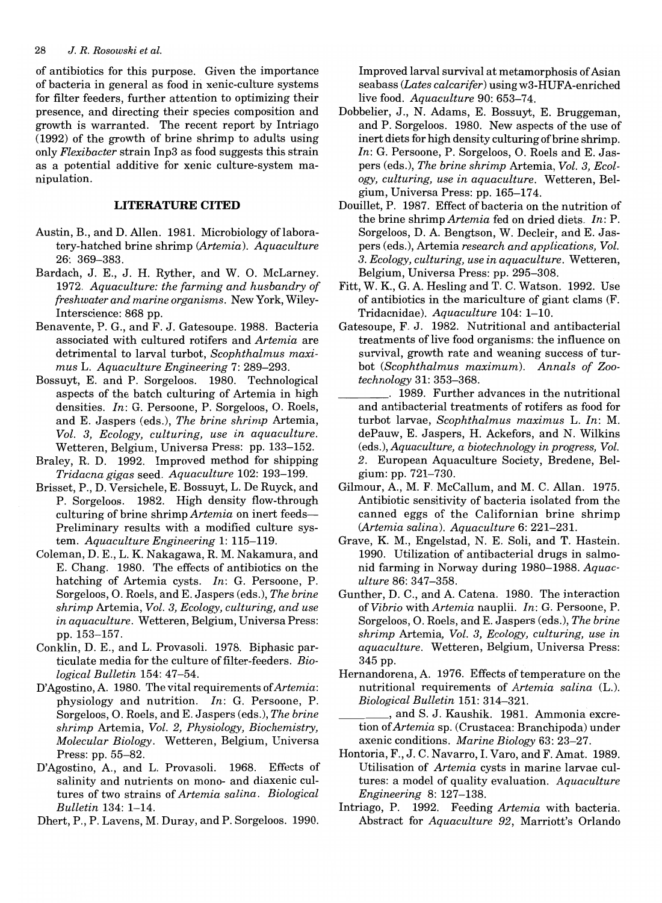of antibiotics for this purpose. Given the importance of bacteria in general as food in xenic-culture systems for filter feeders, further attention to optimizing their presence, and directing their species composition and growth is warranted. The recent report by Intriago (1992) of the growth of brine shrimp to adults using only *Flexibacter* strain Inp3 as food suggests this strain as a potential additive for xenic culture-system manipulation.

## LITERATURE CITED

Austin, B., and D. Allen. 1981. Microbiology of laboratory-hatched brine shrimp (*Artemia*). *Aquaculture* 26: 369–383.

Bardach, J. E., J. H. Ryther, and W. O. McLarney. 1972. *Aquaculture: the farming and husbandry of freshwater and marine organisms.* New York, Wiley-Interscience: 868 pp.

Benavente, P. G., and F. J. Gatesoupe. 1988. Bacteria associated with cultured rotifers and *Artemia* are detrimental to larval turbot, *Scophthalmus maximus* L. *Aquaculture Engineering* 7: 289–293.

Bossuyt, E. and P. Sorgeloos. 1980. Technological aspects of the batch culturing of Artemia in high densities. *In*: G. Persoone, P. Sorgeloos, O. Roels, and E. Jaspers (eds.), *The brine shrimp* Artemia, *Vol. 3, Ecology, culturing, use in aquaculture.* Wetteren, Belgium, Universa Press: pp. 133–152.

Braley, R. D. 1992. Improved method for shipping *Tridacna gigas* seed. *Aquaculture* 102: 193–199.

Brisset, P., D. Versichele, E. Bossuyt, L. De Ruyck, and P. Sorgeloos. 1982. High density flow-through culturing of brine shrimp *Artemia* on inert feeds—Preliminary results with a modified culture system. *Aquaculture Engineering* 1: 115–119.

Coleman, D. E., L. K. Nakagawa, R. M. Nakamura, and E. Chang. 1980. The effects of antibiotics on the hatching of Artemia cysts. *In*: G. Persoone, P. Sorgeloos, O. Roels, and E. Jaspers (eds.), *The brine shrimp* Artemia, *Vol. 3, Ecology, culturing, and use in aquaculture.* Wetteren, Belgium, Universa Press: pp. 153–157.

Conklin, D. E., and L. Provasoli. 1978. Biphasic particulate media for the culture of filter-feeders. *Biological Bulletin* 154: 47–54.

D'Agostino, A. 1980. The vital requirements of *Artemia*: physiology and nutrition. *In*: G. Persoone, P. Sorgeloos, O. Roels, and E. Jaspers (eds.), *The brine shrimp* Artemia, *Vol. 2, Physiology, Biochemistry, Molecular Biology.* Wetteren, Belgium, Universa Press: pp. 55–82.

D'Agostino, A., and L. Provasoli. 1968. Effects of salinity and nutrients on mono- and diaxenic cultures of two strains of *Artemia salina*. *Biological Bulletin* 134: 1–14.

Dhert, P., P. Lavens, M. Duray, and P. Sorgeloos. 1990. Improved larval survival at metamorphosis of Asian seabass (*Lates calcarifer*) using w3-HUFA-enriched live food. *Aquaculture* 90: 653–74.

Dobbelier, J., N. Adams, E. Bossuyt, E. Bruggeman, and P. Sorgeloos. 1980. New aspects of the use of inert diets for high density culturing of brine shrimp. *In*: G. Persoone, P. Sorgeloos, O. Roels and E. Jaspers (eds.), *The brine shrimp* Artemia, *Vol. 3, Ecology, culturing, use in aquaculture.* Wetteren, Belgium, Universa Press: pp. 165–174.

Douillet, P. 1987. Effect of bacteria on the nutrition of the brine shrimp *Artemia* fed on dried diets. *In*: P. Sorgeloos, D. A. Bengtson, W. Decleir, and E. Jaspers (eds.), Artemia *research and applications, Vol. 3. Ecology, culturing, use in aquaculture.* Wetteren, Belgium, Universa Press: pp. 295–308.

Fitt, W. K., G. A. Hesling and T. C. Watson. 1992. Use of antibiotics in the mariculture of giant clams (F. Tridacnidae). *Aquaculture* 104: 1–10.

Gatesoupe, F. J. 1982. Nutritional and antibacterial treatments of live food organisms: the influence on survival, growth rate and weaning success of turbot (*Scophthalmus maximum*). *Annals of Zootechnology* 31: 353–368.

\_\_\_\_\_\_\_\_. 1989. Further advances in the nutritional and antibacterial treatments of rotifers as food for turbot larvae, *Scophthalmus maximus* L. *In*: M. dePauw, E. Jaspers, H. Ackefors, and N. Wilkins (eds.), *Aquaculture, a biotechnology in progress, Vol. 2.* European Aquaculture Society, Bredene, Belgium: pp. 721–730.

Gilmour, A., M. F. McCallum, and M. C. Allan. 1975. Antibiotic sensitivity of bacteria isolated from the canned eggs of the Californian brine shrimp (*Artemia salina*). *Aquaculture* 6: 221–231.

Grave, K. M., Engelstad, N. E. Soli, and T. Hastein. 1990. Utilization of antibacterial drugs in salmonid farming in Norway during 1980–1988. *Aquaculture* 86: 347–358.

Gunther, D. C., and A. Catena. 1980. The interaction of *Vibrio* with *Artemia* nauplii. *In*: G. Persoone, P. Sorgeloos, O. Roels, and E. Jaspers (eds.), *The brine shrimp* Artemia, *Vol. 3, Ecology, culturing, use in aquaculture.* Wetteren, Belgium, Universa Press: 345 pp.

Hernandorena, A. 1976. Effects of temperature on the nutritional requirements of *Artemia salina* (L.). *Biological Bulletin* 151: 314–321.

\_\_\_\_\_\_\_\_, and S. J. Kaushik. 1981. Ammonia excretion of *Artemia* sp. (Crustacea: Branchipoda) under axenic conditions. *Marine Biology* 63: 23–27.

Hontoria, F., J. C. Navarro, I. Varo, and F. Amat. 1989. Utilisation of *Artemia* cysts in marine larvae cultures: a model of quality evaluation. *Aquaculture Engineering* 8: 127–138.

Intriago, P. 1992. Feeding *Artemia* with bacteria. Abstract for *Aquaculture 92*, Marriott's Orlando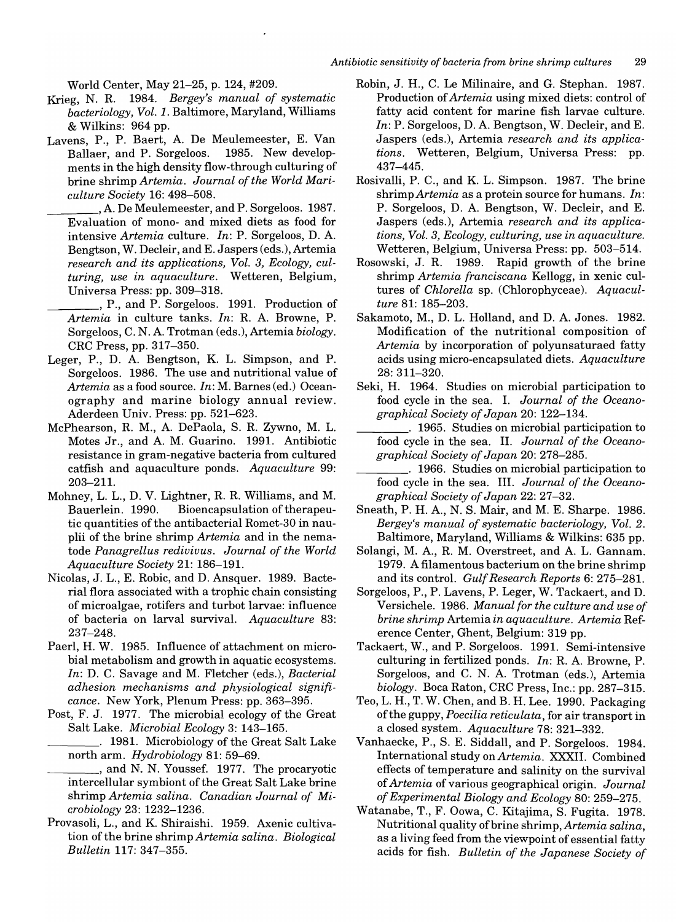World Center, May 21–25, p. 124, #209.

Krieg, N. R. 1984. *Bergey's manual of systematic bacteriology, Vol. 1.* Baltimore, Maryland, Williams & Wilkins: 964 pp.

Lavens, P., P. Baert, A. De Meulemeester, E. Van Ballaer, and P. Sorgeloos. 1985. New developments in the high density flow-through culturing of brine shrimp *Artemia*. *Journal of the World Mariculture Society* 16: 498–508.

________, A. De Meulemeester, and P. Sorgeloos. 1987. Evaluation of mono- and mixed diets as food for intensive *Artemia* culture. *In*: P. Sorgeloos, D. A. Bengtson, W. Decleir, and E. Jaspers (eds.), Artemia *research and its applications, Vol. 3, Ecology, culturing, use in aquaculture*. Wetteren, Belgium, Universa Press: pp. 309–318.

________, P., and P. Sorgeloos. 1991. Production of *Artemia* in culture tanks. *In*: R. A. Browne, P. Sorgeloos, C. N. A. Trotman (eds.), Artemia *biology*. CRC Press, pp. 317–350.

Leger, P., D. A. Bengtson, K. L. Simpson, and P. Sorgeloos. 1986. The use and nutritional value of *Artemia* as a food source. *In*: M. Barnes (ed.) Oceanography and marine biology annual review. Aderdeen Univ. Press: pp. 521–623.

McPhearson, R. M., A. DePaola, S. R. Zywno, M. L. Motes Jr., and A. M. Guarino. 1991. Antibiotic resistance in gram-negative bacteria from cultured catfish and aquaculture ponds. *Aquaculture* 99: 203–211.

Mohney, L. L., D. V. Lightner, R. R. Williams, and M. Bauerlein. 1990. Bioencapsulation of therapeutic quantities of the antibacterial Romet-30 in nauplii of the brine shrimp *Artemia* and in the nematode *Panagrellus redivivus*. *Journal of the World Aquaculture Society* 21: 186–191.

Nicolas, J. L., E. Robic, and D. Ansquer. 1989. Bacterial flora associated with a trophic chain consisting of microalgae, rotifers and turbot larvae: influence of bacteria on larval survival. *Aquaculture* 83: 237–248.

Paerl, H. W. 1985. Influence of attachment on microbial metabolism and growth in aquatic ecosystems. *In*: D. C. Savage and M. Fletcher (eds.), *Bacterial adhesion mechanisms and physiological significance*. New York, Plenum Press: pp. 363–395.

Post, F. J. 1977. The microbial ecology of the Great Salt Lake. *Microbial Ecology* 3: 143–165.

________. 1981. Microbiology of the Great Salt Lake north arm. *Hydrobiology* 81: 59–69.

________, and N. N. Youssef. 1977. The procaryotic intercellular symbiont of the Great Salt Lake brine shrimp *Artemia salina*. *Canadian Journal of Microbiology* 23: 1232–1236.

Provasoli, L., and K. Shiraishi. 1959. Axenic cultivation of the brine shrimp *Artemia salina*. *Biological Bulletin* 117: 347–355.

Robin, J. H., C. Le Milinaire, and G. Stephan. 1987. Production of *Artemia* using mixed diets: control of fatty acid content for marine fish larvae culture. *In*: P. Sorgeloos, D. A. Bengtson, W. Decleir, and E. Jaspers (eds.), Artemia *research and its applications*. Wetteren, Belgium, Universa Press: pp. 437–445.

Rosivalli, P. C., and K. L. Simpson. 1987. The brine shrimp *Artemia* as a protein source for humans. *In*: P. Sorgeloos, D. A. Bengtson, W. Decleir, and E. Jaspers (eds.), Artemia *research and its applications, Vol. 3, Ecology, culturing, use in aquaculture.* Wetteren, Belgium, Universa Press: pp. 503–514.

Rosowski, J. R. 1989. Rapid growth of the brine shrimp *Artemia franciscana* Kellogg, in xenic cultures of *Chlorella* sp. (Chlorophyceae). *Aquaculture* 81: 185–203.

Sakamoto, M., D. L. Holland, and D. A. Jones. 1982. Modification of the nutritional composition of *Artemia* by incorporation of polyunsaturaed fatty acids using micro-encapsulated diets. *Aquaculture* 28: 311–320.

Seki, H. 1964. Studies on microbial participation to food cycle in the sea. I. *Journal of the Oceanographical Society of Japan* 20: 122–134.

________. 1965. Studies on microbial participation to food cycle in the sea. II. *Journal of the Oceanographical Society of Japan* 20: 278–285.

________. 1966. Studies on microbial participation to food cycle in the sea. III. *Journal of the Oceanographical Society of Japan* 22: 27–32.

Sneath, P. H. A., N. S. Mair, and M. E. Sharpe. 1986. *Bergey's manual of systematic bacteriology, Vol. 2.* Baltimore, Maryland, Williams & Wilkins: 635 pp.

Solangi, M. A., R. M. Overstreet, and A. L. Gannam. 1979. A filamentous bacterium on the brine shrimp and its control. *Gulf Research Reports* 6: 275–281.

Sorgeloos, P., P. Lavens, P. Leger, W. Tackaert, and D. Versichele. 1986. *Manual for the culture and use of brine shrimp* Artemia *in aquaculture*. *Artemia* Reference Center, Ghent, Belgium: 319 pp.

Tackaert, W., and P. Sorgeloos. 1991. Semi-intensive culturing in fertilized ponds. *In*: R. A. Browne, P. Sorgeloos, and C. N. A. Trotman (eds.), Artemia *biology*. Boca Raton, CRC Press, Inc.: pp. 287–315.

Teo, L. H., T. W. Chen, and B. H. Lee. 1990. Packaging of the guppy, *Poecilia reticulata*, for air transport in a closed system. *Aquaculture* 78: 321–332.

Vanhaecke, P., S. E. Siddall, and P. Sorgeloos. 1984. International study on *Artemia*. XXXII. Combined effects of temperature and salinity on the survival of *Artemia* of various geographical origin. *Journal of Experimental Biology and Ecology* 80: 259–275.

Watanabe, T., F. Oowa, C. Kitajima, S. Fugita. 1978. Nutritional quality of brine shrimp, *Artemia salina*, as a living feed from the viewpoint of essential fatty acids for fish. *Bulletin of the Japanese Society of*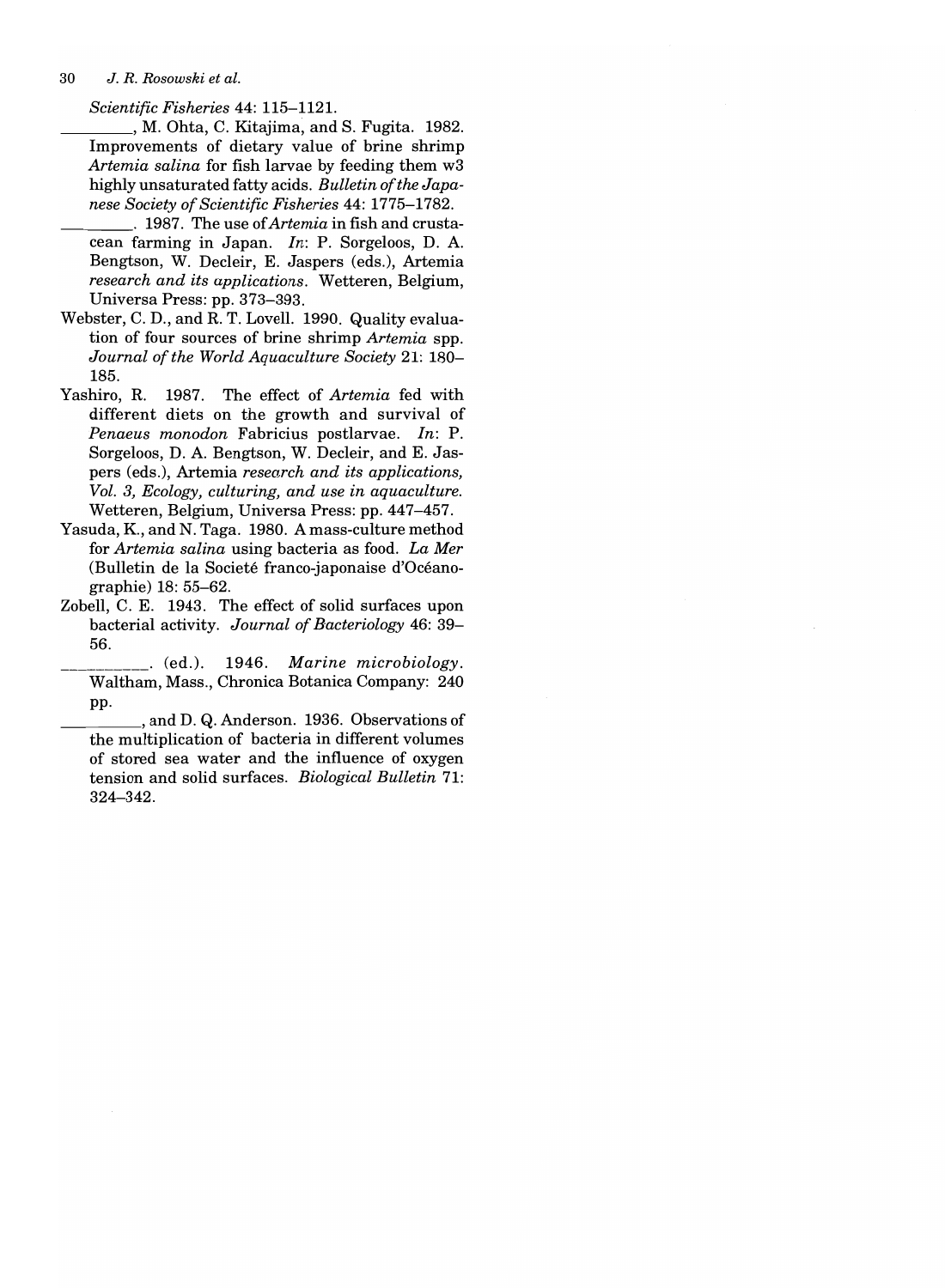*Scientific Fisheries* 44: 115–1121.

________, M. Ohta, C. Kitajima, and S. Fugita. 1982. Improvements of dietary value of brine shrimp *Artemia salina* for fish larvae by feeding them w3 highly unsaturated fatty acids. *Bulletin of the Japanese Society of Scientific Fisheries* 44: 1775–1782.

________. 1987. The use of *Artemia* in fish and crustacean farming in Japan. *In*: P. Sorgeloos, D. A. Bengtson, W. Decleir, E. Jaspers (eds.), Artemia *research and its applications*. Wetteren, Belgium, Universa Press: pp. 373–393.

Webster, C. D., and R. T. Lovell. 1990. Quality evaluation of four sources of brine shrimp *Artemia* spp. *Journal of the World Aquaculture Society* 21: 180–185.

Yashiro, R. 1987. The effect of *Artemia* fed with different diets on the growth and survival of *Penaeus monodon* Fabricius postlarvae. *In*: P. Sorgeloos, D. A. Bengtson, W. Decleir, and E. Jaspers (eds.), Artemia *research and its applications, Vol. 3, Ecology, culturing, and use in aquaculture.* Wetteren, Belgium, Universa Press: pp. 447–457.

Yasuda, K., and N. Taga. 1980. A mass-culture method for *Artemia salina* using bacteria as food. *La Mer* (Bulletin de la Societé franco-japonaise d'Océanographie) 18: 55–62.

Zobell, C. E. 1943. The effect of solid surfaces upon bacterial activity. *Journal of Bacteriology* 46: 39–56.

________. (ed.). 1946. *Marine microbiology*. Waltham, Mass., Chronica Botanica Company: 240 pp.

________, and D. Q. Anderson. 1936. Observations of the multiplication of bacteria in different volumes of stored sea water and the influence of oxygen tension and solid surfaces. *Biological Bulletin* 71: 324–342.